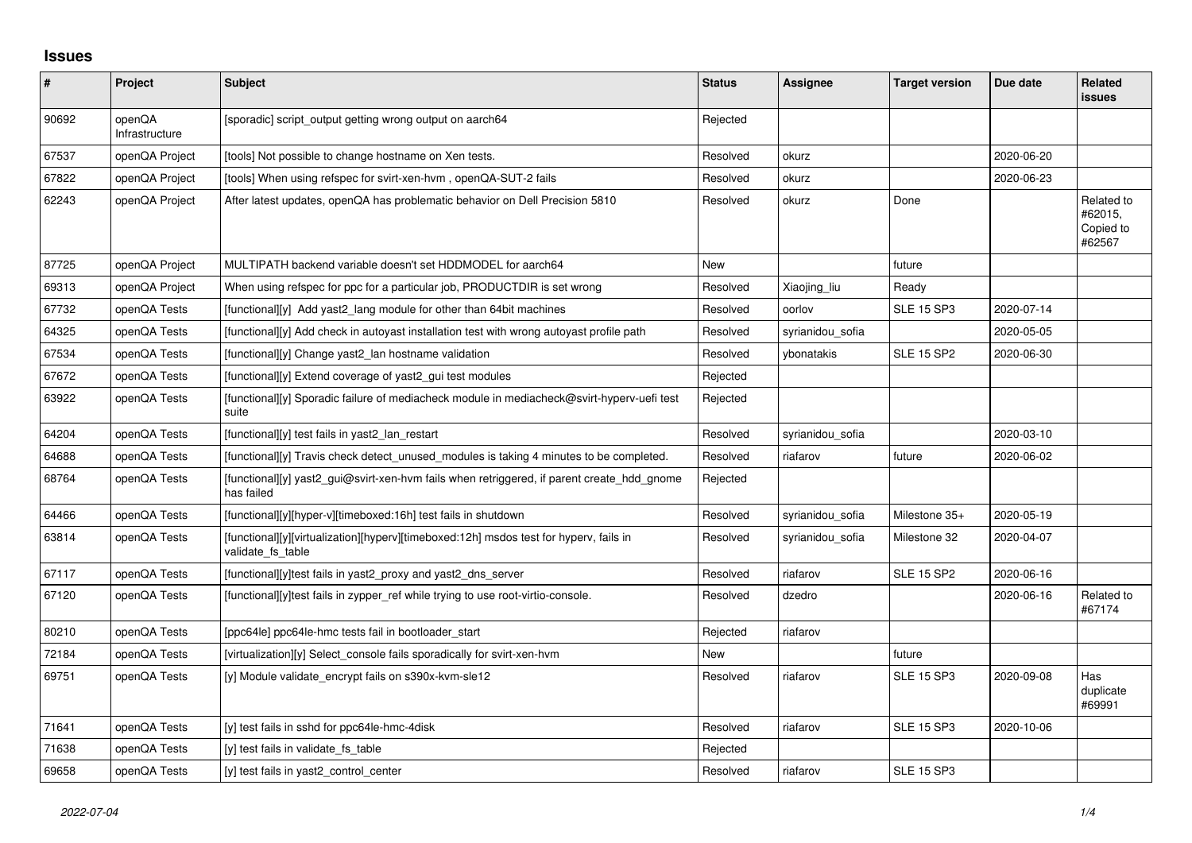## Issues

| # | Project | Subject | Status | Assignee | Target version | Due date | Related issues |
|---|---|---|---|---|---|---|---|
| 90692 | openQA Infrastructure | [sporadic] script_output getting wrong output on aarch64 | Rejected | | | | |
| 67537 | openQA Project | [tools] Not possible to change hostname on Xen tests. | Resolved | okurz | | 2020-06-20 | |
| 67822 | openQA Project | [tools] When using refspec for svirt-xen-hvm , openQA-SUT-2 fails | Resolved | okurz | | 2020-06-23 | |
| 62243 | openQA Project | After latest updates, openQA has problematic behavior on Dell Precision 5810 | Resolved | okurz | Done | | Related to #62015, Copied to #62567 |
| 87725 | openQA Project | MULTIPATH backend variable doesn't set HDDMODEL for aarch64 | New | | future | | |
| 69313 | openQA Project | When using refspec for ppc for a particular job, PRODUCTDIR is set wrong | Resolved | Xiaojing_liu | Ready | | |
| 67732 | openQA Tests | [functional][y] Add yast2_lang module for other than 64bit machines | Resolved | oorlov | SLE 15 SP3 | 2020-07-14 | |
| 64325 | openQA Tests | [functional][y] Add check in autoyast installation test with wrong autoyast profile path | Resolved | syrianidou_sofia | | 2020-05-05 | |
| 67534 | openQA Tests | [functional][y] Change yast2_lan hostname validation | Resolved | ybonatakis | SLE 15 SP2 | 2020-06-30 | |
| 67672 | openQA Tests | [functional][y] Extend coverage of yast2_gui test modules | Rejected | | | | |
| 63922 | openQA Tests | [functional][y] Sporadic failure of mediacheck module in mediacheck@svirt-hyperv-uefi test suite | Rejected | | | | |
| 64204 | openQA Tests | [functional][y] test fails in yast2_lan_restart | Resolved | syrianidou_sofia | | 2020-03-10 | |
| 64688 | openQA Tests | [functional][y] Travis check detect_unused_modules is taking 4 minutes to be completed. | Resolved | riafarov | future | 2020-06-02 | |
| 68764 | openQA Tests | [functional][y] yast2_gui@svirt-xen-hvm fails when retriggered, if parent create_hdd_gnome has failed | Rejected | | | | |
| 64466 | openQA Tests | [functional][y][hyper-v][timeboxed:16h] test fails in shutdown | Resolved | syrianidou_sofia | Milestone 35+ | 2020-05-19 | |
| 63814 | openQA Tests | [functional][y][virtualization][hyperv][timeboxed:12h] msdos test for hyperv, fails in validate_fs_table | Resolved | syrianidou_sofia | Milestone 32 | 2020-04-07 | |
| 67117 | openQA Tests | [functional][y]test fails in yast2_proxy and yast2_dns_server | Resolved | riafarov | SLE 15 SP2 | 2020-06-16 | |
| 67120 | openQA Tests | [functional][y]test fails in zypper_ref while trying to use root-virtio-console. | Resolved | dzedro | | 2020-06-16 | Related to #67174 |
| 80210 | openQA Tests | [ppc64le] ppc64le-hmc tests fail in bootloader_start | Rejected | riafarov | | | |
| 72184 | openQA Tests | [virtualization][y] Select_console fails sporadically for svirt-xen-hvm | New | | future | | |
| 69751 | openQA Tests | [y] Module validate_encrypt fails on s390x-kvm-sle12 | Resolved | riafarov | SLE 15 SP3 | 2020-09-08 | Has duplicate #69991 |
| 71641 | openQA Tests | [y] test fails in sshd for ppc64le-hmc-4disk | Resolved | riafarov | SLE 15 SP3 | 2020-10-06 | |
| 71638 | openQA Tests | [y] test fails in validate_fs_table | Rejected | | | | |
| 69658 | openQA Tests | [y] test fails in yast2_control_center | Resolved | riafarov | SLE 15 SP3 | | |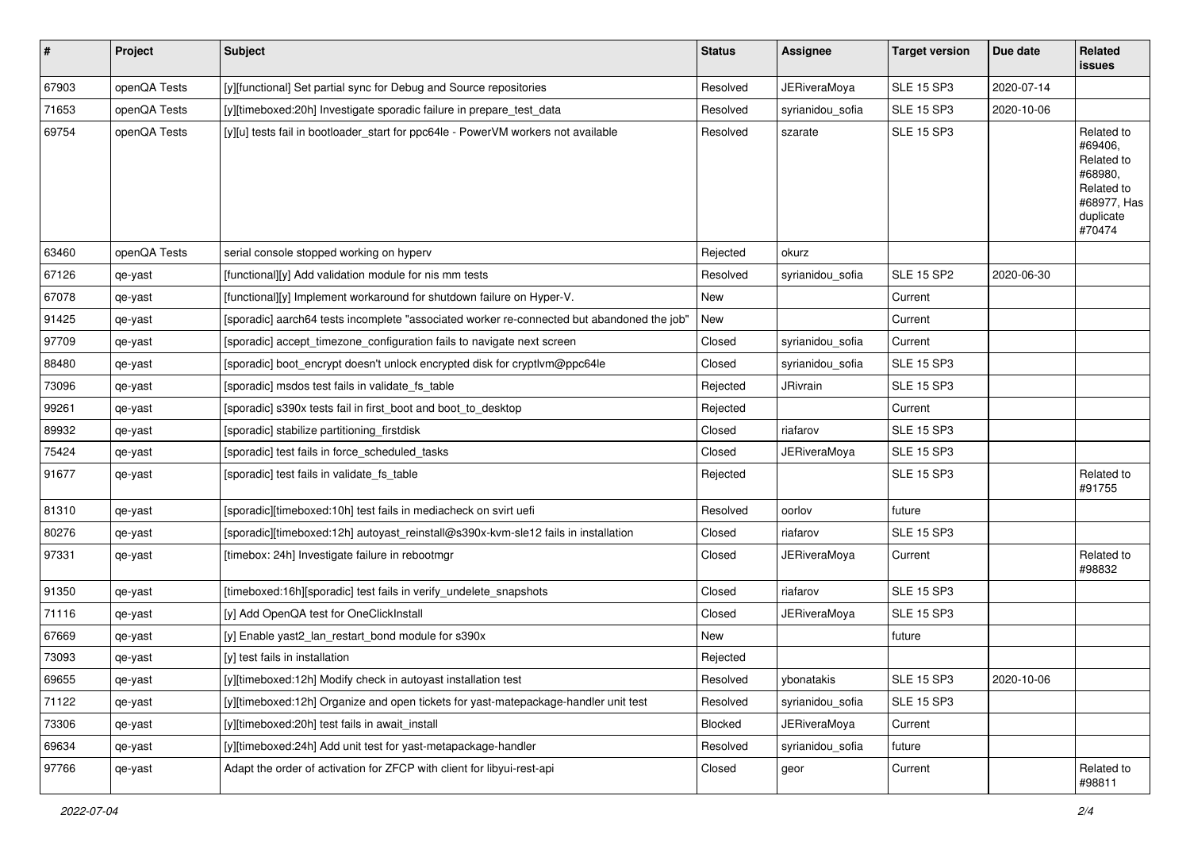| # | Project | Subject | Status | Assignee | Target version | Due date | Related issues |
|---|---|---|---|---|---|---|---|
| 67903 | openQA Tests | [y][functional] Set partial sync for Debug and Source repositories | Resolved | JERiveraMoya | SLE 15 SP3 | 2020-07-14 | |
| 71653 | openQA Tests | [y][timeboxed:20h] Investigate sporadic failure in prepare_test_data | Resolved | syrianidou_sofia | SLE 15 SP3 | 2020-10-06 | |
| 69754 | openQA Tests | [y][u] tests fail in bootloader_start for ppc64le - PowerVM workers not available | Resolved | szarate | SLE 15 SP3 | | Related to #69406, Related to #68980, Related to #68977, Has duplicate #70474 |
| 63460 | openQA Tests | serial console stopped working on hyperv | Rejected | okurz | | | |
| 67126 | qe-yast | [functional][y] Add validation module for nis mm tests | Resolved | syrianidou_sofia | SLE 15 SP2 | 2020-06-30 | |
| 67078 | qe-yast | [functional][y] Implement workaround for shutdown failure on Hyper-V. | New | | Current | | |
| 91425 | qe-yast | [sporadic] aarch64 tests incomplete "associated worker re-connected but abandoned the job" | New | | Current | | |
| 97709 | qe-yast | [sporadic] accept_timezone_configuration fails to navigate next screen | Closed | syrianidou_sofia | Current | | |
| 88480 | qe-yast | [sporadic] boot_encrypt doesn't unlock encrypted disk for cryptlvm@ppc64le | Closed | syrianidou_sofia | SLE 15 SP3 | | |
| 73096 | qe-yast | [sporadic] msdos test fails in validate_fs_table | Rejected | JRivrain | SLE 15 SP3 | | |
| 99261 | qe-yast | [sporadic] s390x tests fail in first_boot and boot_to_desktop | Rejected | | Current | | |
| 89932 | qe-yast | [sporadic] stabilize partitioning_firstdisk | Closed | riafarov | SLE 15 SP3 | | |
| 75424 | qe-yast | [sporadic] test fails in force_scheduled_tasks | Closed | JERiveraMoya | SLE 15 SP3 | | |
| 91677 | qe-yast | [sporadic] test fails in validate_fs_table | Rejected | | SLE 15 SP3 | | Related to #91755 |
| 81310 | qe-yast | [sporadic][timeboxed:10h] test fails in mediacheck on svirt uefi | Resolved | oorlov | future | | |
| 80276 | qe-yast | [sporadic][timeboxed:12h] autoyast_reinstall@s390x-kvm-sle12 fails in installation | Closed | riafarov | SLE 15 SP3 | | |
| 97331 | qe-yast | [timebox: 24h] Investigate failure in rebootmgr | Closed | JERiveraMoya | Current | | Related to #98832 |
| 91350 | qe-yast | [timeboxed:16h][sporadic] test fails in verify_undelete_snapshots | Closed | riafarov | SLE 15 SP3 | | |
| 71116 | qe-yast | [y] Add OpenQA test for OneClickInstall | Closed | JERiveraMoya | SLE 15 SP3 | | |
| 67669 | qe-yast | [y] Enable yast2_lan_restart_bond module for s390x | New | | future | | |
| 73093 | qe-yast | [y] test fails in installation | Rejected | | | | |
| 69655 | qe-yast | [y][timeboxed:12h] Modify check in autoyast installation test | Resolved | ybonatakis | SLE 15 SP3 | 2020-10-06 | |
| 71122 | qe-yast | [y][timeboxed:12h] Organize and open tickets for yast-matepackage-handler unit test | Resolved | syrianidou_sofia | SLE 15 SP3 | | |
| 73306 | qe-yast | [y][timeboxed:20h] test fails in await_install | Blocked | JERiveraMoya | Current | | |
| 69634 | qe-yast | [y][timeboxed:24h] Add unit test for yast-metapackage-handler | Resolved | syrianidou_sofia | future | | |
| 97766 | qe-yast | Adapt the order of activation for ZFCP with client for libyui-rest-api | Closed | geor | Current | | Related to #98811 |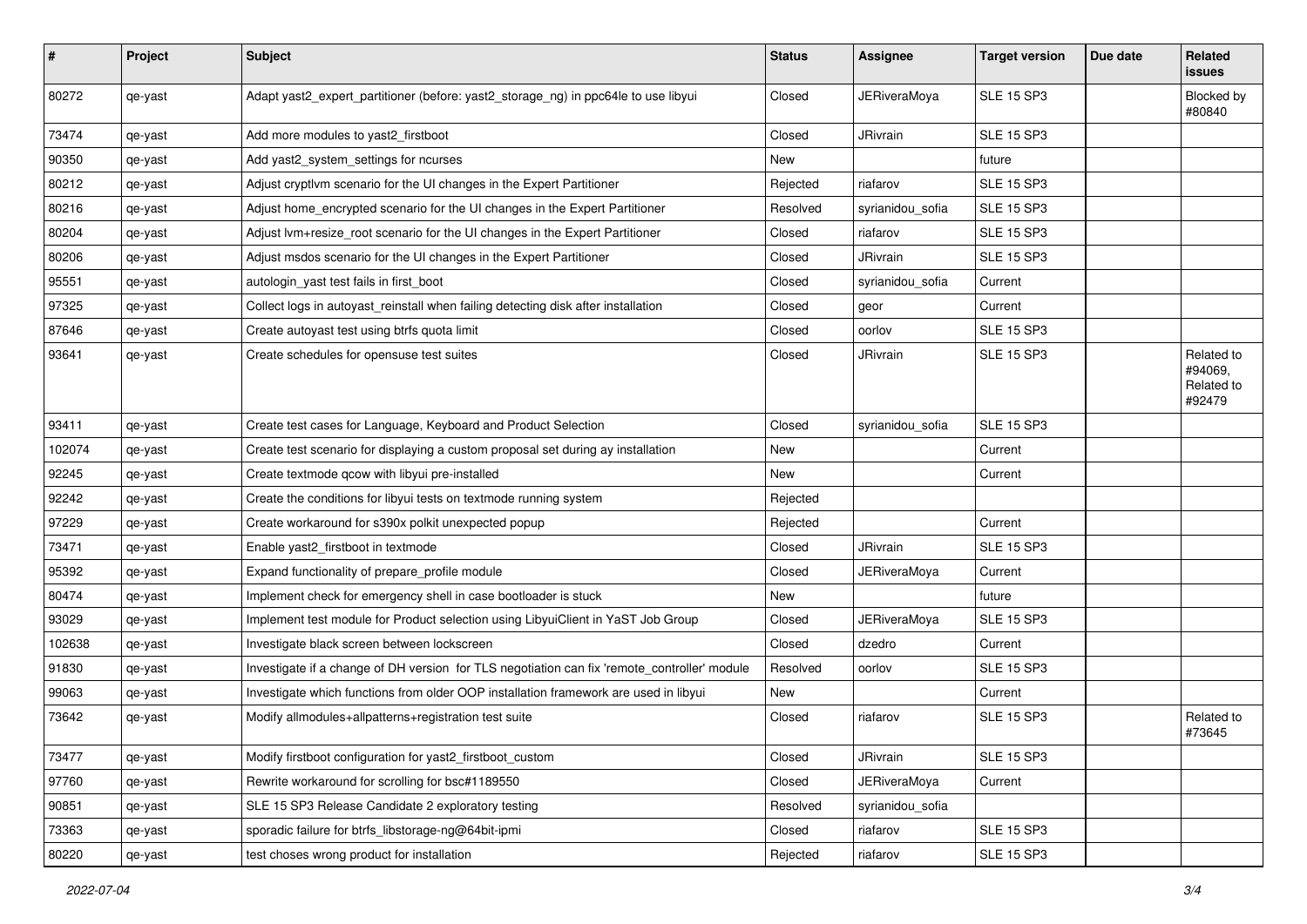| # | Project | Subject | Status | Assignee | Target version | Due date | Related issues |
|---|---|---|---|---|---|---|---|
| 80272 | qe-yast | Adapt yast2_expert_partitioner (before: yast2_storage_ng) in ppc64le to use libyui | Closed | JERiveraMoya | SLE 15 SP3 | | Blocked by #80840 |
| 73474 | qe-yast | Add more modules to yast2_firstboot | Closed | JRivrain | SLE 15 SP3 | | |
| 90350 | qe-yast | Add yast2_system_settings for ncurses | New | | future | | |
| 80212 | qe-yast | Adjust cryptlvm scenario for the UI changes in the Expert Partitioner | Rejected | riafarov | SLE 15 SP3 | | |
| 80216 | qe-yast | Adjust home_encrypted scenario for the UI changes in the Expert Partitioner | Resolved | syrianidou_sofia | SLE 15 SP3 | | |
| 80204 | qe-yast | Adjust lvm+resize_root scenario for the UI changes in the Expert Partitioner | Closed | riafarov | SLE 15 SP3 | | |
| 80206 | qe-yast | Adjust msdos scenario for the UI changes in the Expert Partitioner | Closed | JRivrain | SLE 15 SP3 | | |
| 95551 | qe-yast | autologin_yast test fails in first_boot | Closed | syrianidou_sofia | Current | | |
| 97325 | qe-yast | Collect logs in autoyast_reinstall when failing detecting disk after installation | Closed | geor | Current | | |
| 87646 | qe-yast | Create autoyast test using btrfs quota limit | Closed | oorlov | SLE 15 SP3 | | |
| 93641 | qe-yast | Create schedules for opensuse test suites | Closed | JRivrain | SLE 15 SP3 | | Related to #94069, Related to #92479 |
| 93411 | qe-yast | Create test cases for Language, Keyboard and Product Selection | Closed | syrianidou_sofia | SLE 15 SP3 | | |
| 102074 | qe-yast | Create test scenario for displaying a custom proposal set during ay installation | New | | Current | | |
| 92245 | qe-yast | Create textmode qcow with libyui pre-installed | New | | Current | | |
| 92242 | qe-yast | Create the conditions for libyui tests on textmode running system | Rejected | | | | |
| 97229 | qe-yast | Create workaround for s390x polkit unexpected popup | Rejected | | Current | | |
| 73471 | qe-yast | Enable yast2_firstboot in textmode | Closed | JRivrain | SLE 15 SP3 | | |
| 95392 | qe-yast | Expand functionality of prepare_profile module | Closed | JERiveraMoya | Current | | |
| 80474 | qe-yast | Implement check for emergency shell in case bootloader is stuck | New | | future | | |
| 93029 | qe-yast | Implement test module for Product selection using LibyuiClient in YaST Job Group | Closed | JERiveraMoya | SLE 15 SP3 | | |
| 102638 | qe-yast | Investigate black screen between lockscreen | Closed | dzedro | Current | | |
| 91830 | qe-yast | Investigate if a change of DH version for TLS negotiation can fix 'remote_controller' module | Resolved | oorlov | SLE 15 SP3 | | |
| 99063 | qe-yast | Investigate which functions from older OOP installation framework are used in libyui | New | | Current | | |
| 73642 | qe-yast | Modify allmodules+allpatterns+registration test suite | Closed | riafarov | SLE 15 SP3 | | Related to #73645 |
| 73477 | qe-yast | Modify firstboot configuration for yast2_firstboot_custom | Closed | JRivrain | SLE 15 SP3 | | |
| 97760 | qe-yast | Rewrite workaround for scrolling for bsc#1189550 | Closed | JERiveraMoya | Current | | |
| 90851 | qe-yast | SLE 15 SP3 Release Candidate 2 exploratory testing | Resolved | syrianidou_sofia | | | |
| 73363 | qe-yast | sporadic failure for btrfs_libstorage-ng@64bit-ipmi | Closed | riafarov | SLE 15 SP3 | | |
| 80220 | qe-yast | test choses wrong product for installation | Rejected | riafarov | SLE 15 SP3 | | |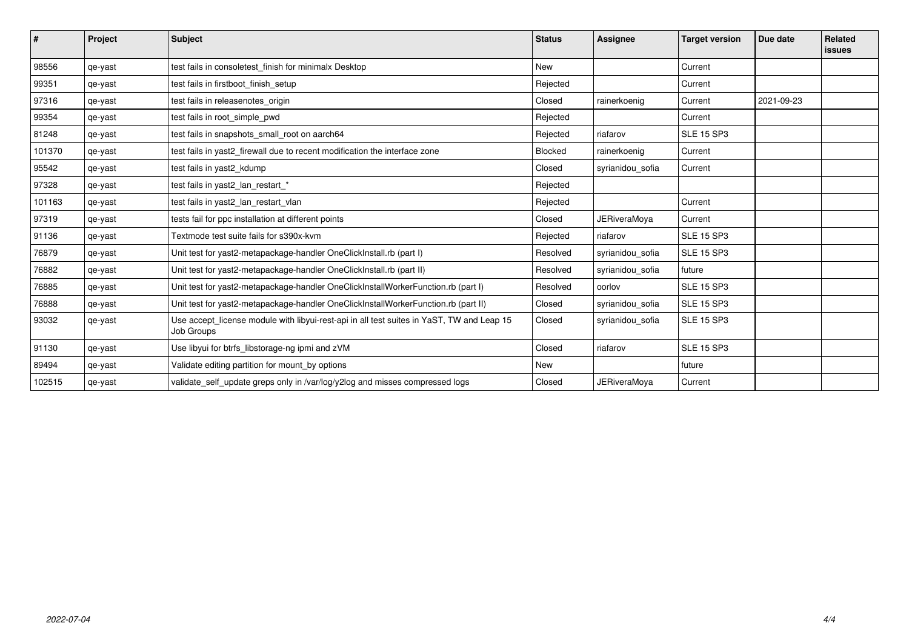| # | Project | Subject | Status | Assignee | Target version | Due date | Related issues |
|---|---|---|---|---|---|---|---|
| 98556 | qe-yast | test fails in consoletest_finish for minimalx Desktop | New | | Current | | |
| 99351 | qe-yast | test fails in firstboot_finish_setup | Rejected | | Current | | |
| 97316 | qe-yast | test fails in releasenotes_origin | Closed | rainerkoenig | Current | 2021-09-23 | |
| 99354 | qe-yast | test fails in root_simple_pwd | Rejected | | Current | | |
| 81248 | qe-yast | test fails in snapshots_small_root on aarch64 | Rejected | riafarov | SLE 15 SP3 | | |
| 101370 | qe-yast | test fails in yast2_firewall due to recent modification the interface zone | Blocked | rainerkoenig | Current | | |
| 95542 | qe-yast | test fails in yast2_kdump | Closed | syrianidou_sofia | Current | | |
| 97328 | qe-yast | test fails in yast2_lan_restart_* | Rejected | | | | |
| 101163 | qe-yast | test fails in yast2_lan_restart_vlan | Rejected | | Current | | |
| 97319 | qe-yast | tests fail for ppc installation at different points | Closed | JERiveraMoya | Current | | |
| 91136 | qe-yast | Textmode test suite fails for s390x-kvm | Rejected | riafarov | SLE 15 SP3 | | |
| 76879 | qe-yast | Unit test for yast2-metapackage-handler OneClickInstall.rb (part I) | Resolved | syrianidou_sofia | SLE 15 SP3 | | |
| 76882 | qe-yast | Unit test for yast2-metapackage-handler OneClickInstall.rb (part II) | Resolved | syrianidou_sofia | future | | |
| 76885 | qe-yast | Unit test for yast2-metapackage-handler OneClickInstallWorkerFunction.rb (part I) | Resolved | oorlov | SLE 15 SP3 | | |
| 76888 | qe-yast | Unit test for yast2-metapackage-handler OneClickInstallWorkerFunction.rb (part II) | Closed | syrianidou_sofia | SLE 15 SP3 | | |
| 93032 | qe-yast | Use accept_license module with libyui-rest-api in all test suites in YaST, TW and Leap 15 Job Groups | Closed | syrianidou_sofia | SLE 15 SP3 | | |
| 91130 | qe-yast | Use libyui for btrfs_libstorage-ng ipmi and zVM | Closed | riafarov | SLE 15 SP3 | | |
| 89494 | qe-yast | Validate editing partition for mount_by options | New | | future | | |
| 102515 | qe-yast | validate_self_update greps only in /var/log/y2log and misses compressed logs | Closed | JERiveraMoya | Current | | |